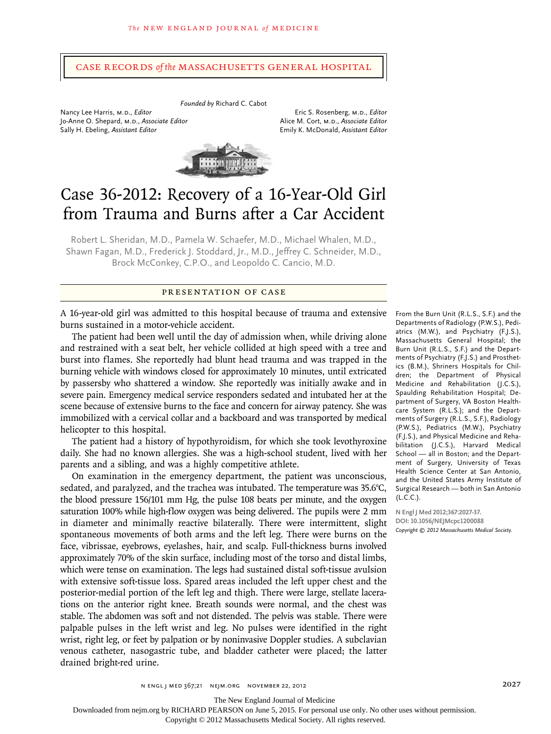# Case Records of the Massachusetts General Hospital

*Founded by* Richard C. Cabot

Nancy Lee Harris, M.D., *Editor*
Jo-Anne O. Shepard, M.D., *Associate Editor*
Sally H. Ebeling, *Assistant Editor*

Eric S. Rosenberg, M.D., *Editor*
Alice M. Cort, M.D., *Associate Editor*
Emily K. McDonald, *Assistant Editor*

# Case 36-2012: Recovery of a 16-Year-Old Girl from Trauma and Burns after a Car Accident

Robert L. Sheridan, M.D., Pamela W. Schaefer, M.D., Michael Whalen, M.D., Shawn Fagan, M.D., Frederick J. Stoddard, Jr., M.D., Jeffrey C. Schneider, M.D., Brock McConkey, C.P.O., and Leopoldo C. Cancio, M.D.

## Presentation of Case

A 16-year-old girl was admitted to this hospital because of trauma and extensive burns sustained in a motor-vehicle accident.

The patient had been well until the day of admission when, while driving alone and restrained with a seat belt, her vehicle collided at high speed with a tree and burst into flames. She reportedly had blunt head trauma and was trapped in the burning vehicle with windows closed for approximately 10 minutes, until extricated by passersby who shattered a window. She reportedly was initially awake and in severe pain. Emergency medical service responders sedated and intubated her at the scene because of extensive burns to the face and concern for airway patency. She was immobilized with a cervical collar and a backboard and was transported by medical helicopter to this hospital.

The patient had a history of hypothyroidism, for which she took levothyroxine daily. She had no known allergies. She was a high-school student, lived with her parents and a sibling, and was a highly competitive athlete.

On examination in the emergency department, the patient was unconscious, sedated, and paralyzed, and the trachea was intubated. The temperature was 35.6°C, the blood pressure 156/101 mm Hg, the pulse 108 beats per minute, and the oxygen saturation 100% while high-flow oxygen was being delivered. The pupils were 2 mm in diameter and minimally reactive bilaterally. There were intermittent, slight spontaneous movements of both arms and the left leg. There were burns on the face, vibrissae, eyebrows, eyelashes, hair, and scalp. Full-thickness burns involved approximately 70% of the skin surface, including most of the torso and distal limbs, which were tense on examination. The legs had sustained distal soft-tissue avulsion with extensive soft-tissue loss. Spared areas included the left upper chest and the posterior-medial portion of the left leg and thigh. There were large, stellate lacerations on the anterior right knee. Breath sounds were normal, and the chest was stable. The abdomen was soft and not distended. The pelvis was stable. There were palpable pulses in the left wrist and leg. No pulses were identified in the right wrist, right leg, or feet by palpation or by noninvasive Doppler studies. A subclavian venous catheter, nasogastric tube, and bladder catheter were placed; the latter drained bright-red urine.

From the Burn Unit (R.L.S., S.F.) and the Departments of Radiology (P.W.S.), Pediatrics (M.W.), and Psychiatry (F.J.S.), Massachusetts General Hospital; the Burn Unit (R.L.S., S.F.) and the Departments of Psychiatry (F.J.S.) and Prosthetics (B.M.), Shriners Hospitals for Children; the Department of Physical Medicine and Rehabilitation (J.C.S.), Spaulding Rehabilitation Hospital; Department of Surgery, VA Boston Healthcare System (R.L.S.); and the Departments of Surgery (R.L.S., S.F.), Radiology (P.W.S.), Pediatrics (M.W.), Psychiatry (F.J.S.), and Physical Medicine and Rehabilitation (J.C.S.), Harvard Medical School — all in Boston; and the Department of Surgery, University of Texas Health Science Center at San Antonio, and the United States Army Institute of Surgical Research — both in San Antonio (L.C.C.).

N Engl J Med 2012;367:2027-37.
DOI: 10.1056/NEJMcpc1200088
*Copyright © 2012 Massachusetts Medical Society.*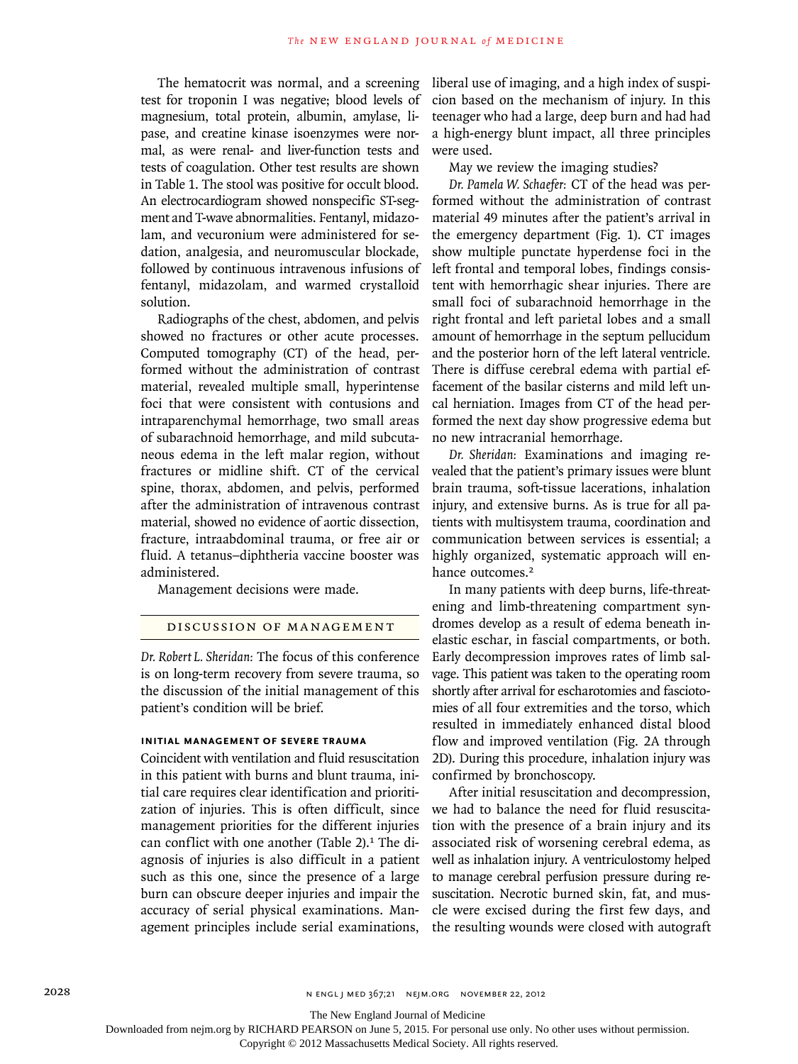The hematocrit was normal, and a screening test for troponin I was negative; blood levels of magnesium, total protein, albumin, amylase, lipase, and creatine kinase isoenzymes were normal, as were renal- and liver-function tests and tests of coagulation. Other test results are shown in Table 1. The stool was positive for occult blood. An electrocardiogram showed nonspecific ST-segment and T-wave abnormalities. Fentanyl, midazolam, and vecuronium were administered for sedation, analgesia, and neuromuscular blockade, followed by continuous intravenous infusions of fentanyl, midazolam, and warmed crystalloid solution.

Radiographs of the chest, abdomen, and pelvis showed no fractures or other acute processes. Computed tomography (CT) of the head, performed without the administration of contrast material, revealed multiple small, hyperintense foci that were consistent with contusions and intraparenchymal hemorrhage, two small areas of subarachnoid hemorrhage, and mild subcutaneous edema in the left malar region, without fractures or midline shift. CT of the cervical spine, thorax, abdomen, and pelvis, performed after the administration of intravenous contrast material, showed no evidence of aortic dissection, fracture, intraabdominal trauma, or free air or fluid. A tetanus–diphtheria vaccine booster was administered.

Management decisions were made.

## Discussion of Management

*Dr. Robert L. Sheridan:* The focus of this conference is on long-term recovery from severe trauma, so the discussion of the initial management of this patient's condition will be brief.

### Initial Management of Severe Trauma

Coincident with ventilation and fluid resuscitation in this patient with burns and blunt trauma, initial care requires clear identification and prioritization of injuries. This is often difficult, since management priorities for the different injuries can conflict with one another (Table 2).[1] The diagnosis of injuries is also difficult in a patient such as this one, since the presence of a large burn can obscure deeper injuries and impair the accuracy of serial physical examinations. Management principles include serial examinations, liberal use of imaging, and a high index of suspicion based on the mechanism of injury. In this teenager who had a large, deep burn and had had a high-energy blunt impact, all three principles were used.

May we review the imaging studies?

*Dr. Pamela W. Schaefer:* CT of the head was performed without the administration of contrast material 49 minutes after the patient's arrival in the emergency department (Fig. 1). CT images show multiple punctate hyperdense foci in the left frontal and temporal lobes, findings consistent with hemorrhagic shear injuries. There are small foci of subarachnoid hemorrhage in the right frontal and left parietal lobes and a small amount of hemorrhage in the septum pellucidum and the posterior horn of the left lateral ventricle. There is diffuse cerebral edema with partial effacement of the basilar cisterns and mild left uncal herniation. Images from CT of the head performed the next day show progressive edema but no new intracranial hemorrhage.

*Dr. Sheridan:* Examinations and imaging revealed that the patient's primary issues were blunt brain trauma, soft-tissue lacerations, inhalation injury, and extensive burns. As is true for all patients with multisystem trauma, coordination and communication between services is essential; a highly organized, systematic approach will enhance outcomes.[2]

In many patients with deep burns, life-threatening and limb-threatening compartment syndromes develop as a result of edema beneath inelastic eschar, in fascial compartments, or both. Early decompression improves rates of limb salvage. This patient was taken to the operating room shortly after arrival for escharotomies and fasciotomies of all four extremities and the torso, which resulted in immediately enhanced distal blood flow and improved ventilation (Fig. 2A through 2D). During this procedure, inhalation injury was confirmed by bronchoscopy.

After initial resuscitation and decompression, we had to balance the need for fluid resuscitation with the presence of a brain injury and its associated risk of worsening cerebral edema, as well as inhalation injury. A ventriculostomy helped to manage cerebral perfusion pressure during resuscitation. Necrotic burned skin, fat, and muscle were excised during the first few days, and the resulting wounds were closed with autograft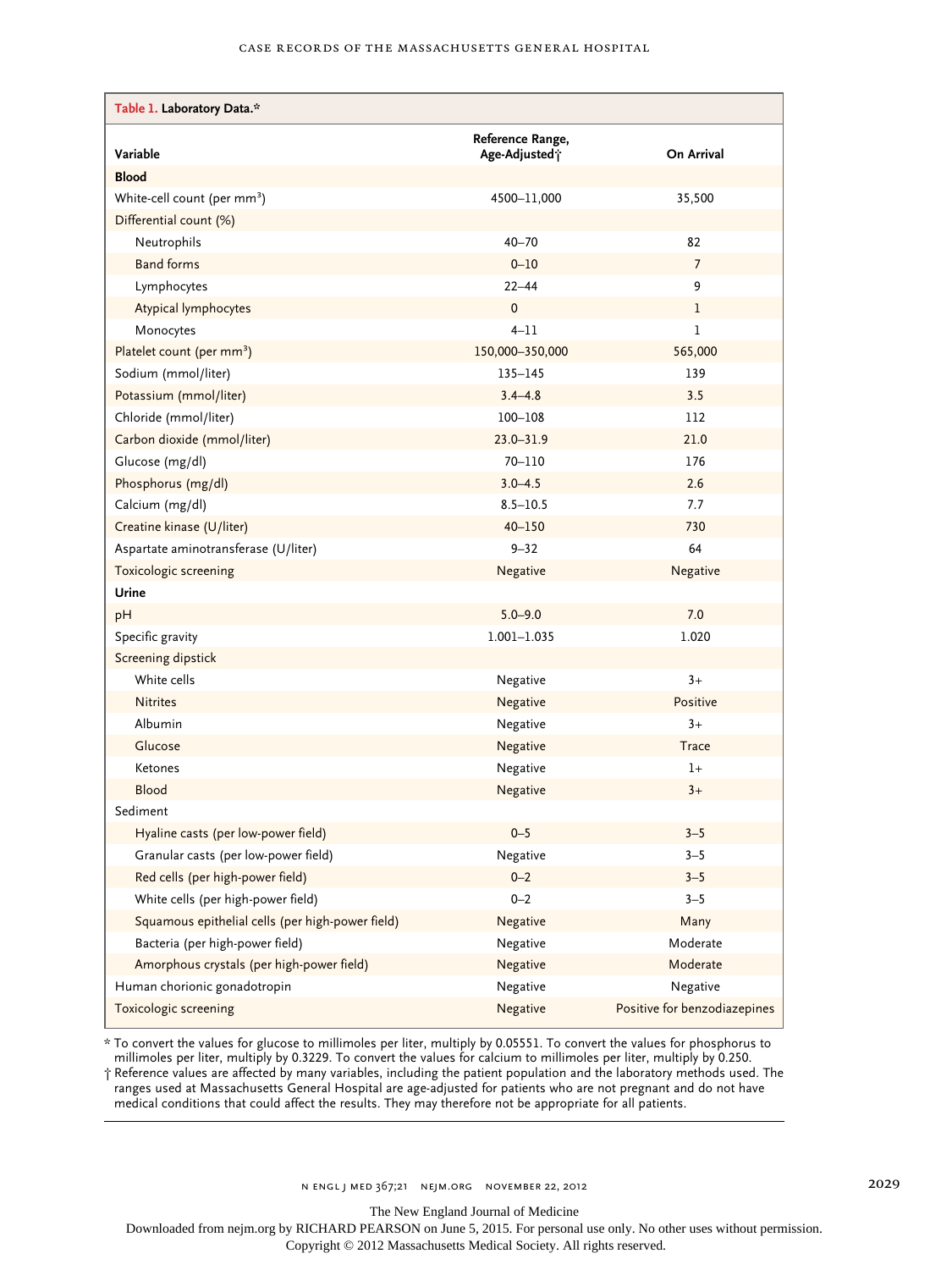**Table 1. Laboratory Data.***

| Variable | Reference Range, Age-Adjusted† | On Arrival |
|---|---|---|
| **Blood** | | |
| White-cell count (per mm$^3$) | 4500–11,000 | 35,500 |
| Differential count (%) | | |
| Neutrophils | 40–70 | 82 |
| Band forms | 0–10 | 7 |
| Lymphocytes | 22–44 | 9 |
| Atypical lymphocytes | 0 | 1 |
| Monocytes | 4–11 | 1 |
| Platelet count (per mm$^3$) | 150,000–350,000 | 565,000 |
| Sodium (mmol/liter) | 135–145 | 139 |
| Potassium (mmol/liter) | 3.4–4.8 | 3.5 |
| Chloride (mmol/liter) | 100–108 | 112 |
| Carbon dioxide (mmol/liter) | 23.0–31.9 | 21.0 |
| Glucose (mg/dl) | 70–110 | 176 |
| Phosphorus (mg/dl) | 3.0–4.5 | 2.6 |
| Calcium (mg/dl) | 8.5–10.5 | 7.7 |
| Creatine kinase (U/liter) | 40–150 | 730 |
| Aspartate aminotransferase (U/liter) | 9–32 | 64 |
| Toxicologic screening | Negative | Negative |
| **Urine** | | |
| pH | 5.0–9.0 | 7.0 |
| Specific gravity | 1.001–1.035 | 1.020 |
| Screening dipstick | | |
| White cells | Negative | 3+ |
| Nitrites | Negative | Positive |
| Albumin | Negative | 3+ |
| Glucose | Negative | Trace |
| Ketones | Negative | 1+ |
| Blood | Negative | 3+ |
| Sediment | | |
| Hyaline casts (per low-power field) | 0–5 | 3–5 |
| Granular casts (per low-power field) | Negative | 3–5 |
| Red cells (per high-power field) | 0–2 | 3–5 |
| White cells (per high-power field) | 0–2 | 3–5 |
| Squamous epithelial cells (per high-power field) | Negative | Many |
| Bacteria (per high-power field) | Negative | Moderate |
| Amorphous crystals (per high-power field) | Negative | Moderate |
| Human chorionic gonadotropin | Negative | Negative |
| Toxicologic screening | Negative | Positive for benzodiazepines |

\* To convert the values for glucose to millimoles per liter, multiply by 0.05551. To convert the values for phosphorus to millimoles per liter, multiply by 0.3229. To convert the values for calcium to millimoles per liter, multiply by 0.250.

† Reference values are affected by many variables, including the patient population and the laboratory methods used. The ranges used at Massachusetts General Hospital are age-adjusted for patients who are not pregnant and do not have medical conditions that could affect the results. They may therefore not be appropriate for all patients.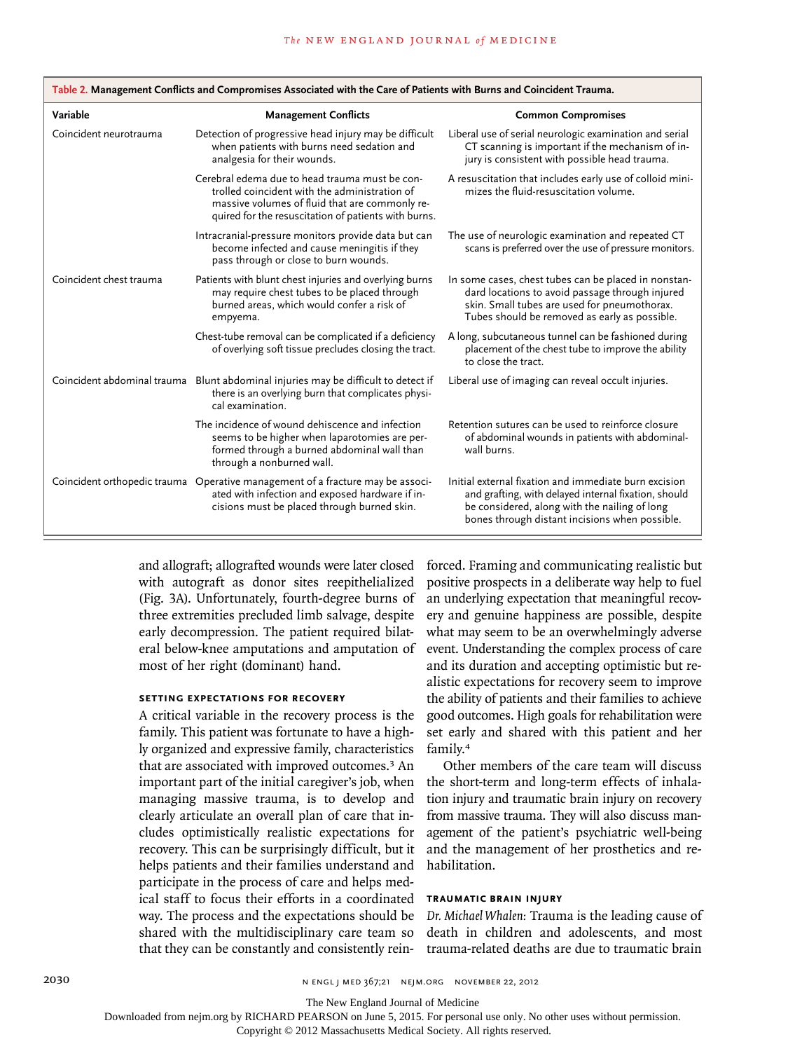**Table 2. Management Conflicts and Compromises Associated with the Care of Patients with Burns and Coincident Trauma.**

| Variable | Management Conflicts | Common Compromises |
|---|---|---|
| Coincident neurotrauma | Detection of progressive head injury may be difficult when patients with burns need sedation and analgesia for their wounds. | Liberal use of serial neurologic examination and serial CT scanning is important if the mechanism of injury is consistent with possible head trauma. |
| | Cerebral edema due to head trauma must be controlled coincident with the administration of massive volumes of fluid that are commonly required for the resuscitation of patients with burns. | A resuscitation that includes early use of colloid minimizes the fluid-resuscitation volume. |
| | Intracranial-pressure monitors provide data but can become infected and cause meningitis if they pass through or close to burn wounds. | The use of neurologic examination and repeated CT scans is preferred over the use of pressure monitors. |
| Coincident chest trauma | Patients with blunt chest injuries and overlying burns may require chest tubes to be placed through burned areas, which would confer a risk of empyema. | In some cases, chest tubes can be placed in nonstandard locations to avoid passage through injured skin. Small tubes are used for pneumothorax. Tubes should be removed as early as possible. |
| | Chest-tube removal can be complicated if a deficiency of overlying soft tissue precludes closing the tract. | A long, subcutaneous tunnel can be fashioned during placement of the chest tube to improve the ability to close the tract. |
| Coincident abdominal trauma | Blunt abdominal injuries may be difficult to detect if there is an overlying burn that complicates physical examination. | Liberal use of imaging can reveal occult injuries. |
| | The incidence of wound dehiscence and infection seems to be higher when laparotomies are performed through a burned abdominal wall than through a nonburned wall. | Retention sutures can be used to reinforce closure of abdominal wounds in patients with abdominal-wall burns. |
| Coincident orthopedic trauma | Operative management of a fracture may be associated with infection and exposed hardware if incisions must be placed through burned skin. | Initial external fixation and immediate burn excision and grafting, with delayed internal fixation, should be considered, along with the nailing of long bones through distant incisions when possible. |

and allograft; allografted wounds were later closed with autograft as donor sites reepithelialized (Fig. 3A). Unfortunately, fourth-degree burns of three extremities precluded limb salvage, despite early decompression. The patient required bilateral below-knee amputations and amputation of most of her right (dominant) hand.

### Setting Expectations for Recovery

A critical variable in the recovery process is the family. This patient was fortunate to have a highly organized and expressive family, characteristics that are associated with improved outcomes.[3] An important part of the initial caregiver's job, when managing massive trauma, is to develop and clearly articulate an overall plan of care that includes optimistically realistic expectations for recovery. This can be surprisingly difficult, but it helps patients and their families understand and participate in the process of care and helps medical staff to focus their efforts in a coordinated way. The process and the expectations should be shared with the multidisciplinary care team so that they can be constantly and consistently reinforced. Framing and communicating realistic but positive prospects in a deliberate way help to fuel an underlying expectation that meaningful recovery and genuine happiness are possible, despite what may seem to be an overwhelmingly adverse event. Understanding the complex process of care and its duration and accepting optimistic but realistic expectations for recovery seem to improve the ability of patients and their families to achieve good outcomes. High goals for rehabilitation were set early and shared with this patient and her family.[4]

Other members of the care team will discuss the short-term and long-term effects of inhalation injury and traumatic brain injury on recovery from massive trauma. They will also discuss management of the patient's psychiatric well-being and the management of her prosthetics and rehabilitation.

### Traumatic Brain Injury

*Dr. Michael Whalen:* Trauma is the leading cause of death in children and adolescents, and most trauma-related deaths are due to traumatic brain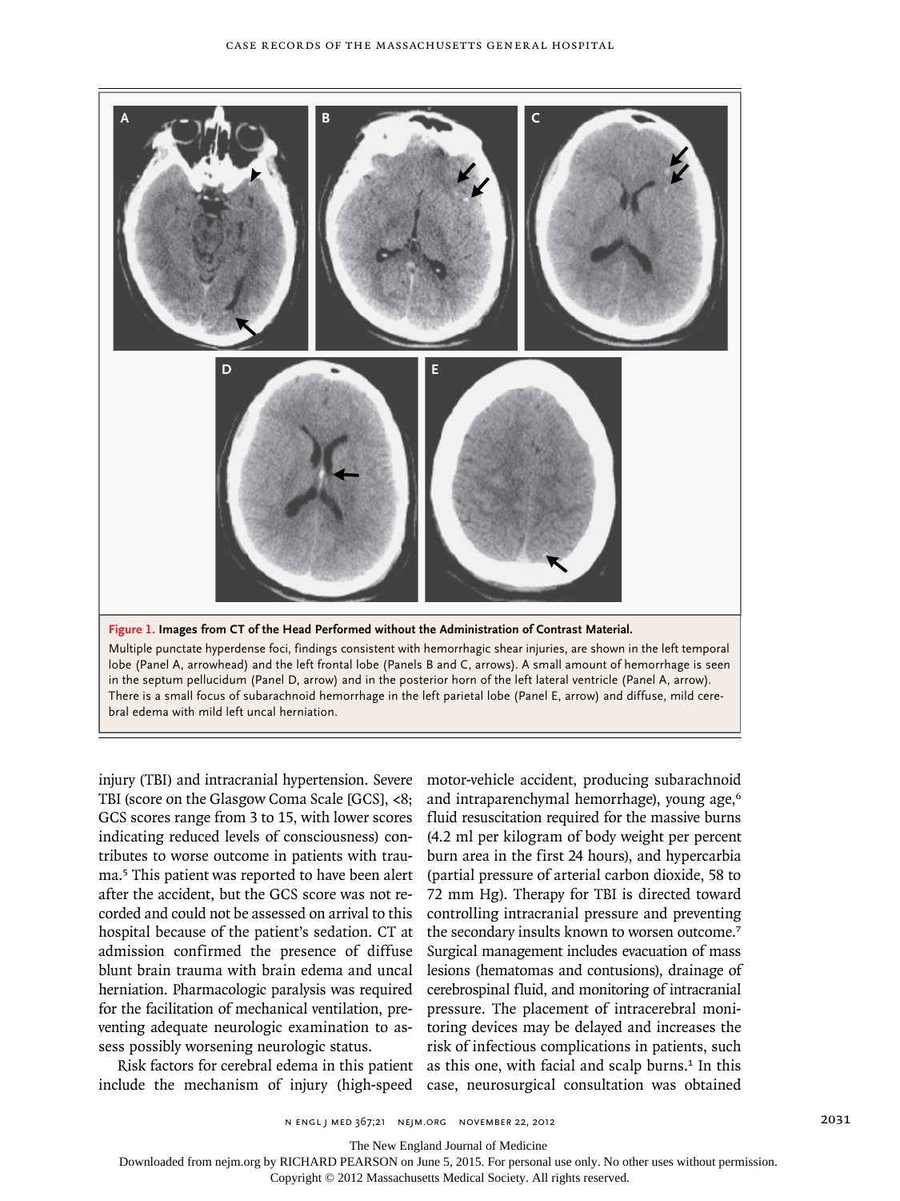**Figure 1. Images from CT of the Head Performed without the Administration of Contrast Material.**

Multiple punctate hyperdense foci, findings consistent with hemorrhagic shear injuries, are shown in the left temporal lobe (Panel A, arrowhead) and the left frontal lobe (Panels B and C, arrows). A small amount of hemorrhage is seen in the septum pellucidum (Panel D, arrow) and in the posterior horn of the left lateral ventricle (Panel A, arrow). There is a small focus of subarachnoid hemorrhage in the left parietal lobe (Panel E, arrow) and diffuse, mild cerebral edema with mild left uncal herniation.

injury (TBI) and intracranial hypertension. Severe TBI (score on the Glasgow Coma Scale [GCS], <8; GCS scores range from 3 to 15, with lower scores indicating reduced levels of consciousness) contributes to worse outcome in patients with trauma.[5] This patient was reported to have been alert after the accident, but the GCS score was not recorded and could not be assessed on arrival to this hospital because of the patient's sedation. CT at admission confirmed the presence of diffuse blunt brain trauma with brain edema and uncal herniation. Pharmacologic paralysis was required for the facilitation of mechanical ventilation, preventing adequate neurologic examination to assess possibly worsening neurologic status.

Risk factors for cerebral edema in this patient include the mechanism of injury (high-speed motor-vehicle accident, producing subarachnoid and intraparenchymal hemorrhage), young age,[6] fluid resuscitation required for the massive burns (4.2 ml per kilogram of body weight per percent burn area in the first 24 hours), and hypercarbia (partial pressure of arterial carbon dioxide, 58 to 72 mm Hg). Therapy for TBI is directed toward controlling intracranial pressure and preventing the secondary insults known to worsen outcome.[7] Surgical management includes evacuation of mass lesions (hematomas and contusions), drainage of cerebrospinal fluid, and monitoring of intracranial pressure. The placement of intracerebral monitoring devices may be delayed and increases the risk of infectious complications in patients, such as this one, with facial and scalp burns.[1] In this case, neurosurgical consultation was obtained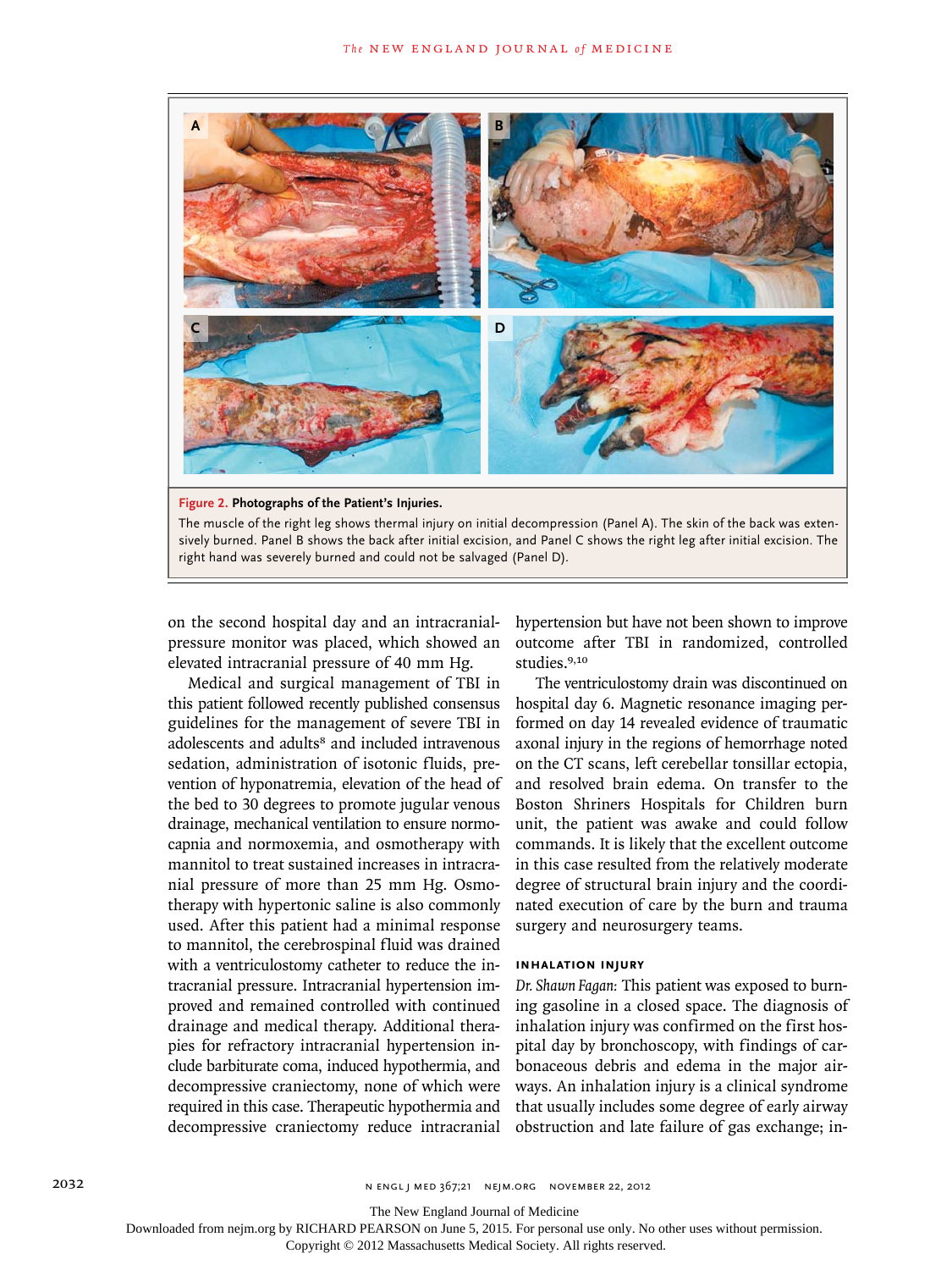**Figure 2. Photographs of the Patient's Injuries.**

The muscle of the right leg shows thermal injury on initial decompression (Panel A). The skin of the back was extensively burned. Panel B shows the back after initial excision, and Panel C shows the right leg after initial excision. The right hand was severely burned and could not be salvaged (Panel D).

on the second hospital day and an intracranial-pressure monitor was placed, which showed an elevated intracranial pressure of 40 mm Hg.

Medical and surgical management of TBI in this patient followed recently published consensus guidelines for the management of severe TBI in adolescents and adults[8] and included intravenous sedation, administration of isotonic fluids, prevention of hyponatremia, elevation of the head of the bed to 30 degrees to promote jugular venous drainage, mechanical ventilation to ensure normocapnia and normoxemia, and osmotherapy with mannitol to treat sustained increases in intracranial pressure of more than 25 mm Hg. Osmotherapy with hypertonic saline is also commonly used. After this patient had a minimal response to mannitol, the cerebrospinal fluid was drained with a ventriculostomy catheter to reduce the intracranial pressure. Intracranial hypertension improved and remained controlled with continued drainage and medical therapy. Additional therapies for refractory intracranial hypertension include barbiturate coma, induced hypothermia, and decompressive craniectomy, none of which were required in this case. Therapeutic hypothermia and decompressive craniectomy reduce intracranial hypertension but have not been shown to improve outcome after TBI in randomized, controlled studies.[9,10]

The ventriculostomy drain was discontinued on hospital day 6. Magnetic resonance imaging performed on day 14 revealed evidence of traumatic axonal injury in the regions of hemorrhage noted on the CT scans, left cerebellar tonsillar ectopia, and resolved brain edema. On transfer to the Boston Shriners Hospitals for Children burn unit, the patient was awake and could follow commands. It is likely that the excellent outcome in this case resulted from the relatively moderate degree of structural brain injury and the coordinated execution of care by the burn and trauma surgery and neurosurgery teams.

### INHALATION INJURY

*Dr. Shawn Fagan:* This patient was exposed to burning gasoline in a closed space. The diagnosis of inhalation injury was confirmed on the first hospital day by bronchoscopy, with findings of carbonaceous debris and edema in the major airways. An inhalation injury is a clinical syndrome that usually includes some degree of early airway obstruction and late failure of gas exchange; in-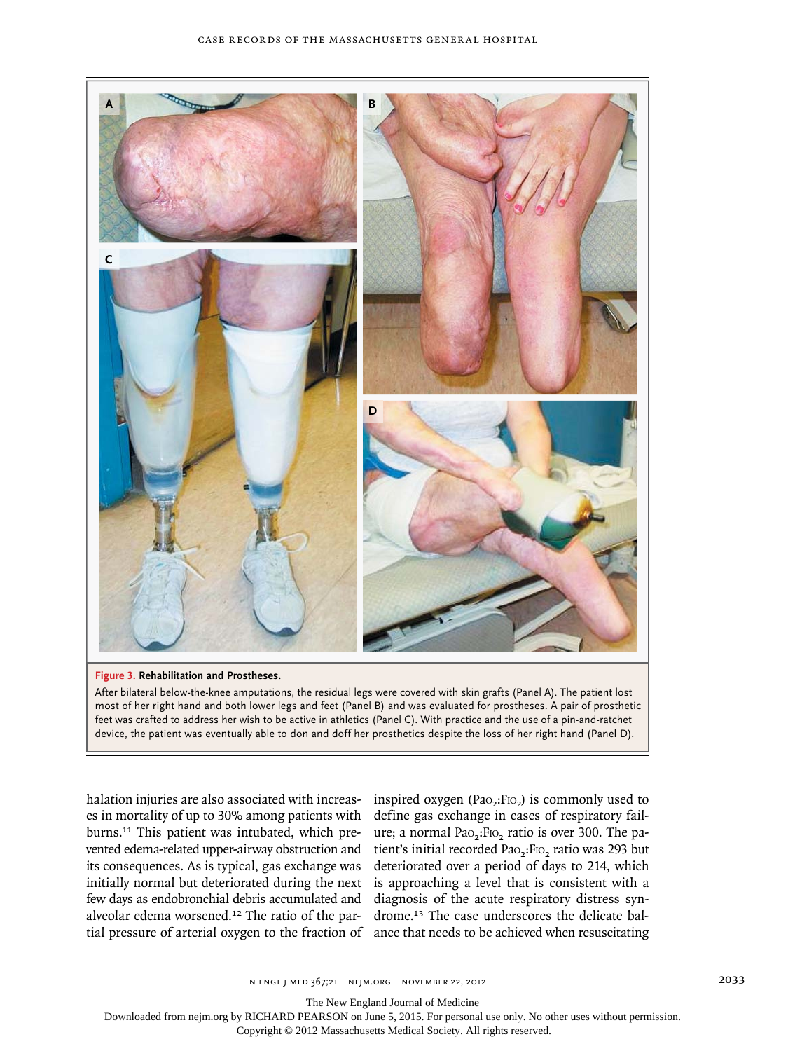**Figure 3. Rehabilitation and Prostheses.**

After bilateral below-the-knee amputations, the residual legs were covered with skin grafts (Panel A). The patient lost most of her right hand and both lower legs and feet (Panel B) and was evaluated for prostheses. A pair of prosthetic feet was crafted to address her wish to be active in athletics (Panel C). With practice and the use of a pin-and-ratchet device, the patient was eventually able to don and doff her prosthetics despite the loss of her right hand (Panel D).

halation injuries are also associated with increases in mortality of up to 30% among patients with burns.[11] This patient was intubated, which prevented edema-related upper-airway obstruction and its consequences. As is typical, gas exchange was initially normal but deteriorated during the next few days as endobronchial debris accumulated and alveolar edema worsened.[12] The ratio of the partial pressure of arterial oxygen to the fraction of inspired oxygen ($Pa_{O_2}$:$F_{IO_2}$) is commonly used to define gas exchange in cases of respiratory failure; a normal $Pa_{O_2}$:$F_{IO_2}$ ratio is over 300. The patient's initial recorded $Pa_{O_2}$:$F_{IO_2}$ ratio was 293 but deteriorated over a period of days to 214, which is approaching a level that is consistent with a diagnosis of the acute respiratory distress syndrome.[13] The case underscores the delicate balance that needs to be achieved when resuscitating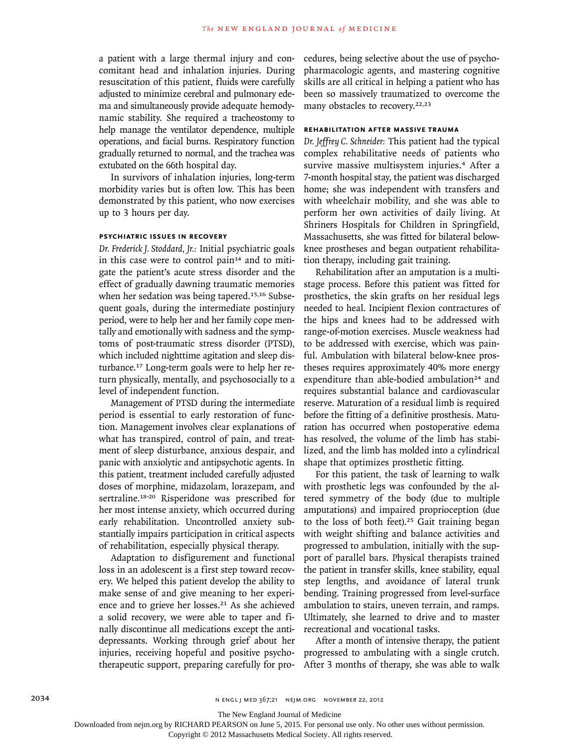a patient with a large thermal injury and concomitant head and inhalation injuries. During resuscitation of this patient, fluids were carefully adjusted to minimize cerebral and pulmonary edema and simultaneously provide adequate hemodynamic stability. She required a tracheostomy to help manage the ventilator dependence, multiple operations, and facial burns. Respiratory function gradually returned to normal, and the trachea was extubated on the 66th hospital day.

In survivors of inhalation injuries, long-term morbidity varies but is often low. This has been demonstrated by this patient, who now exercises up to 3 hours per day.

### Psychiatric Issues in Recovery

*Dr. Frederick J. Stoddard, Jr.:* Initial psychiatric goals in this case were to control pain[14] and to mitigate the patient's acute stress disorder and the effect of gradually dawning traumatic memories when her sedation was being tapered.[15,16] Subsequent goals, during the intermediate postinjury period, were to help her and her family cope mentally and emotionally with sadness and the symptoms of post-traumatic stress disorder (PTSD), which included nighttime agitation and sleep disturbance.[17] Long-term goals were to help her return physically, mentally, and psychosocially to a level of independent function.

Management of PTSD during the intermediate period is essential to early restoration of function. Management involves clear explanations of what has transpired, control of pain, and treatment of sleep disturbance, anxious despair, and panic with anxiolytic and antipsychotic agents. In this patient, treatment included carefully adjusted doses of morphine, midazolam, lorazepam, and sertraline.[18-20] Risperidone was prescribed for her most intense anxiety, which occurred during early rehabilitation. Uncontrolled anxiety substantially impairs participation in critical aspects of rehabilitation, especially physical therapy.

Adaptation to disfigurement and functional loss in an adolescent is a first step toward recovery. We helped this patient develop the ability to make sense of and give meaning to her experience and to grieve her losses.[21] As she achieved a solid recovery, we were able to taper and finally discontinue all medications except the antidepressants. Working through grief about her injuries, receiving hopeful and positive psychotherapeutic support, preparing carefully for procedures, being selective about the use of psychopharmacologic agents, and mastering cognitive skills are all critical in helping a patient who has been so massively traumatized to overcome the many obstacles to recovery.[22,23]

### Rehabilitation after Massive Trauma

*Dr. Jeffrey C. Schneider:* This patient had the typical complex rehabilitative needs of patients who survive massive multisystem injuries.[4] After a 7-month hospital stay, the patient was discharged home; she was independent with transfers and with wheelchair mobility, and she was able to perform her own activities of daily living. At Shriners Hospitals for Children in Springfield, Massachusetts, she was fitted for bilateral below-knee prostheses and began outpatient rehabilitation therapy, including gait training.

Rehabilitation after an amputation is a multistage process. Before this patient was fitted for prosthetics, the skin grafts on her residual legs needed to heal. Incipient flexion contractures of the hips and knees had to be addressed with range-of-motion exercises. Muscle weakness had to be addressed with exercise, which was painful. Ambulation with bilateral below-knee prostheses requires approximately 40% more energy expenditure than able-bodied ambulation[24] and requires substantial balance and cardiovascular reserve. Maturation of a residual limb is required before the fitting of a definitive prosthesis. Maturation has occurred when postoperative edema has resolved, the volume of the limb has stabilized, and the limb has molded into a cylindrical shape that optimizes prosthetic fitting.

For this patient, the task of learning to walk with prosthetic legs was confounded by the altered symmetry of the body (due to multiple amputations) and impaired proprioception (due to the loss of both feet).[25] Gait training began with weight shifting and balance activities and progressed to ambulation, initially with the support of parallel bars. Physical therapists trained the patient in transfer skills, knee stability, equal step lengths, and avoidance of lateral trunk bending. Training progressed from level-surface ambulation to stairs, uneven terrain, and ramps. Ultimately, she learned to drive and to master recreational and vocational tasks.

After a month of intensive therapy, the patient progressed to ambulating with a single crutch. After 3 months of therapy, she was able to walk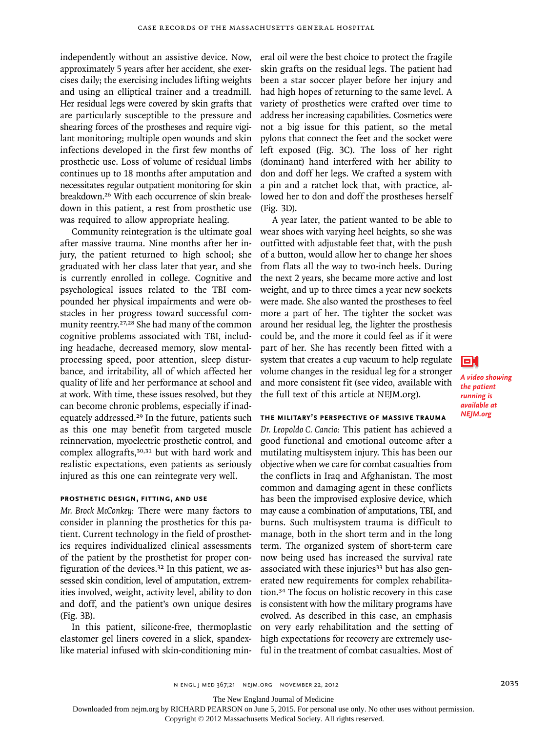independently without an assistive device. Now, approximately 5 years after her accident, she exercises daily; the exercising includes lifting weights and using an elliptical trainer and a treadmill. Her residual legs were covered by skin grafts that are particularly susceptible to the pressure and shearing forces of the prostheses and require vigilant monitoring; multiple open wounds and skin infections developed in the first few months of prosthetic use. Loss of volume of residual limbs continues up to 18 months after amputation and necessitates regular outpatient monitoring for skin breakdown.[26] With each occurrence of skin breakdown in this patient, a rest from prosthetic use was required to allow appropriate healing.

Community reintegration is the ultimate goal after massive trauma. Nine months after her injury, the patient returned to high school; she graduated with her class later that year, and she is currently enrolled in college. Cognitive and psychological issues related to the TBI compounded her physical impairments and were obstacles in her progress toward successful community reentry.[27,28] She had many of the common cognitive problems associated with TBI, including headache, decreased memory, slow mental-processing speed, poor attention, sleep disturbance, and irritability, all of which affected her quality of life and her performance at school and at work. With time, these issues resolved, but they can become chronic problems, especially if inadequately addressed.[29] In the future, patients such as this one may benefit from targeted muscle reinnervation, myoelectric prosthetic control, and complex allografts,[30,31] but with hard work and realistic expectations, even patients as seriously injured as this one can reintegrate very well.

### PROSTHETIC DESIGN, FITTING, AND USE

*Mr. Brock McConkey:* There were many factors to consider in planning the prosthetics for this patient. Current technology in the field of prosthetics requires individualized clinical assessments of the patient by the prosthetist for proper configuration of the devices.[32] In this patient, we assessed skin condition, level of amputation, extremities involved, weight, activity level, ability to don and doff, and the patient's own unique desires (Fig. 3B).

In this patient, silicone-free, thermoplastic elastomer gel liners covered in a slick, spandex-like material infused with skin-conditioning mineral oil were the best choice to protect the fragile skin grafts on the residual legs. The patient had been a star soccer player before her injury and had high hopes of returning to the same level. A variety of prosthetics were crafted over time to address her increasing capabilities. Cosmetics were not a big issue for this patient, so the metal pylons that connect the feet and the socket were left exposed (Fig. 3C). The loss of her right (dominant) hand interfered with her ability to don and doff her legs. We crafted a system with a pin and a ratchet lock that, with practice, allowed her to don and doff the prostheses herself (Fig. 3D).

A year later, the patient wanted to be able to wear shoes with varying heel heights, so she was outfitted with adjustable feet that, with the push of a button, would allow her to change her shoes from flats all the way to two-inch heels. During the next 2 years, she became more active and lost weight, and up to three times a year new sockets were made. She also wanted the prostheses to feel more a part of her. The tighter the socket was around her residual leg, the lighter the prosthesis could be, and the more it could feel as if it were part of her. She has recently been fitted with a system that creates a cup vacuum to help regulate volume changes in the residual leg for a stronger and more consistent fit (see video, available with the full text of this article at NEJM.org).

*A video showing the patient running is available at NEJM.org*

### THE MILITARY'S PERSPECTIVE OF MASSIVE TRAUMA

*Dr. Leopoldo C. Cancio:* This patient has achieved a good functional and emotional outcome after a mutilating multisystem injury. This has been our objective when we care for combat casualties from the conflicts in Iraq and Afghanistan. The most common and damaging agent in these conflicts has been the improvised explosive device, which may cause a combination of amputations, TBI, and burns. Such multisystem trauma is difficult to manage, both in the short term and in the long term. The organized system of short-term care now being used has increased the survival rate associated with these injuries[33] but has also generated new requirements for complex rehabilitation.[34] The focus on holistic recovery in this case is consistent with how the military programs have evolved. As described in this case, an emphasis on very early rehabilitation and the setting of high expectations for recovery are extremely useful in the treatment of combat casualties. Most of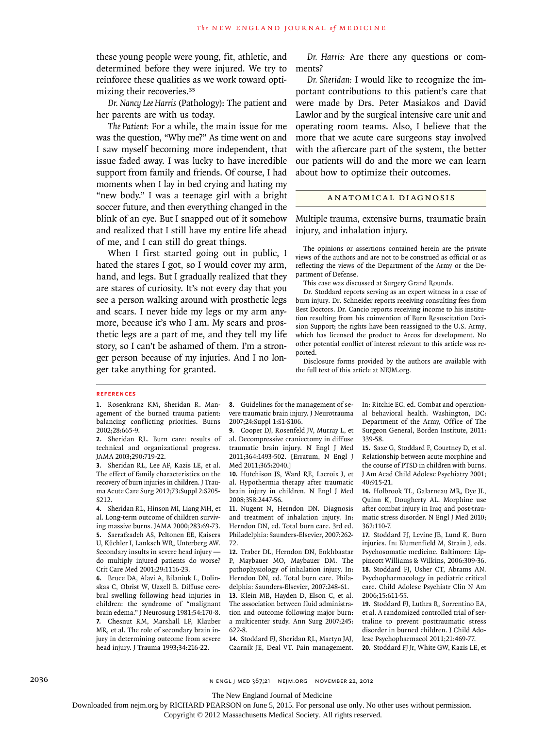these young people were young, fit, athletic, and determined before they were injured. We try to reinforce these qualities as we work toward optimizing their recoveries.[35]

*Dr. Nancy Lee Harris* (Pathology): The patient and her parents are with us today.

*The Patient:* For a while, the main issue for me was the question, "Why me?" As time went on and I saw myself becoming more independent, that issue faded away. I was lucky to have incredible support from family and friends. Of course, I had moments when I lay in bed crying and hating my "new body." I was a teenage girl with a bright soccer future, and then everything changed in the blink of an eye. But I snapped out of it somehow and realized that I still have my entire life ahead of me, and I can still do great things.

When I first started going out in public, I hated the stares I got, so I would cover my arm, hand, and legs. But I gradually realized that they are stares of curiosity. It's not every day that you see a person walking around with prosthetic legs and scars. I never hide my legs or my arm anymore, because it's who I am. My scars and prosthetic legs are a part of me, and they tell my life story, so I can't be ashamed of them. I'm a stronger person because of my injuries. And I no longer take anything for granted.

*Dr. Harris:* Are there any questions or comments?

*Dr. Sheridan:* I would like to recognize the important contributions to this patient's care that were made by Drs. Peter Masiakos and David Lawlor and by the surgical intensive care unit and operating room teams. Also, I believe that the more that we acute care surgeons stay involved with the aftercare part of the system, the better our patients will do and the more we can learn about how to optimize their outcomes.

## Anatomical Diagnosis

Multiple trauma, extensive burns, traumatic brain injury, and inhalation injury.

The opinions or assertions contained herein are the private views of the authors and are not to be construed as official or as reflecting the views of the Department of the Army or the Department of Defense.

This case was discussed at Surgery Grand Rounds.

Dr. Stoddard reports serving as an expert witness in a case of burn injury. Dr. Schneider reports receiving consulting fees from Best Doctors. Dr. Cancio reports receiving income to his institution resulting from his coinvention of Burn Resuscitation Decision Support; the rights have been reassigned to the U.S. Army, which has licensed the product to Arcos for development. No other potential conflict of interest relevant to this article was reported.

Disclosure forms provided by the authors are available with the full text of this article at NEJM.org.

## References

1. Rosenkranz KM, Sheridan R. Management of the burned trauma patient: balancing conflicting priorities. Burns 2002;28:665-9.
2. Sheridan RL. Burn care: results of technical and organizational progress. JAMA 2003;290:719-22.
3. Sheridan RL, Lee AF, Kazis LE, et al. The effect of family characteristics on the recovery of burn injuries in children. J Trauma Acute Care Surg 2012;73:Suppl 2:S205-S212.
4. Sheridan RL, Hinson MI, Liang MH, et al. Long-term outcome of children surviving massive burns. JAMA 2000;283:69-73.
5. Sarrafzadeh AS, Peltonen EE, Kaisers U, Küchler I, Lanksch WR, Unterberg AW. Secondary insults in severe head injury — do multiply injured patients do worse? Crit Care Med 2001;29:1116-23.
6. Bruce DA, Alavi A, Bilaniuk L, Dolinskas C, Obrist W, Uzzell B. Diffuse cerebral swelling following head injuries in children: the syndrome of "malignant brain edema." J Neurosurg 1981;54:170-8.
7. Chesnut RM, Marshall LF, Klauber MR, et al. The role of secondary brain injury in determining outcome from severe head injury. J Trauma 1993;34:216-22.
8. Guidelines for the management of severe traumatic brain injury. J Neurotrauma 2007;24:Suppl 1:S1-S106.
9. Cooper DJ, Rosenfeld JV, Murray L, et al. Decompressive craniectomy in diffuse traumatic brain injury. N Engl J Med 2011;364:1493-502. [Erratum, N Engl J Med 2011;365:2040.]
10. Hutchison JS, Ward RE, Lacroix J, et al. Hypothermia therapy after traumatic brain injury in children. N Engl J Med 2008;358:2447-56.
11. Nugent N, Herndon DN. Diagnosis and treatment of inhalation injury. In: Herndon DN, ed. Total burn care. 3rd ed. Philadelphia: Saunders-Elsevier, 2007:262-72.
12. Traber DL, Herndon DN, Enkhbaatar P, Maybauer MO, Maybauer DM. The pathophysiology of inhalation injury. In: Herndon DN, ed. Total burn care. Philadelphia: Saunders-Elsevier, 2007:248-61.
13. Klein MB, Hayden D, Elson C, et al. The association between fluid administration and outcome following major burn: a multicenter study. Ann Surg 2007;245:622-8.
14. Stoddard FJ, Sheridan RL, Martyn JAJ, Czarnik JE, Deal VT. Pain management. In: Ritchie EC, ed. Combat and operational behavioral health. Washington, DC: Department of the Army, Office of The Surgeon General, Borden Institute, 2011:339-58.
15. Saxe G, Stoddard F, Courtney D, et al. Relationship between acute morphine and the course of PTSD in children with burns. J Am Acad Child Adolesc Psychiatry 2001;40:915-21.
16. Holbrook TL, Galarneau MR, Dye JL, Quinn K, Dougherty AL. Morphine use after combat injury in Iraq and post-traumatic stress disorder. N Engl J Med 2010;362:110-7.
17. Stoddard FJ, Levine JB, Lund K. Burn injuries. In: Blumenfield M, Strain J, eds. Psychosomatic medicine. Baltimore: Lippincott Williams & Wilkins, 2006:309-36.
18. Stoddard FJ, Usher CT, Abrams AN. Psychopharmacology in pediatric critical care. Child Adolesc Psychiatr Clin N Am 2006;15:611-55.
19. Stoddard FJ, Luthra R, Sorrentino EA, et al. A randomized controlled trial of sertraline to prevent posttraumatic stress disorder in burned children. J Child Adolesc Psychopharmacol 2011;21:469-77.
20. Stoddard FJ Jr, White GW, Kazis LE, et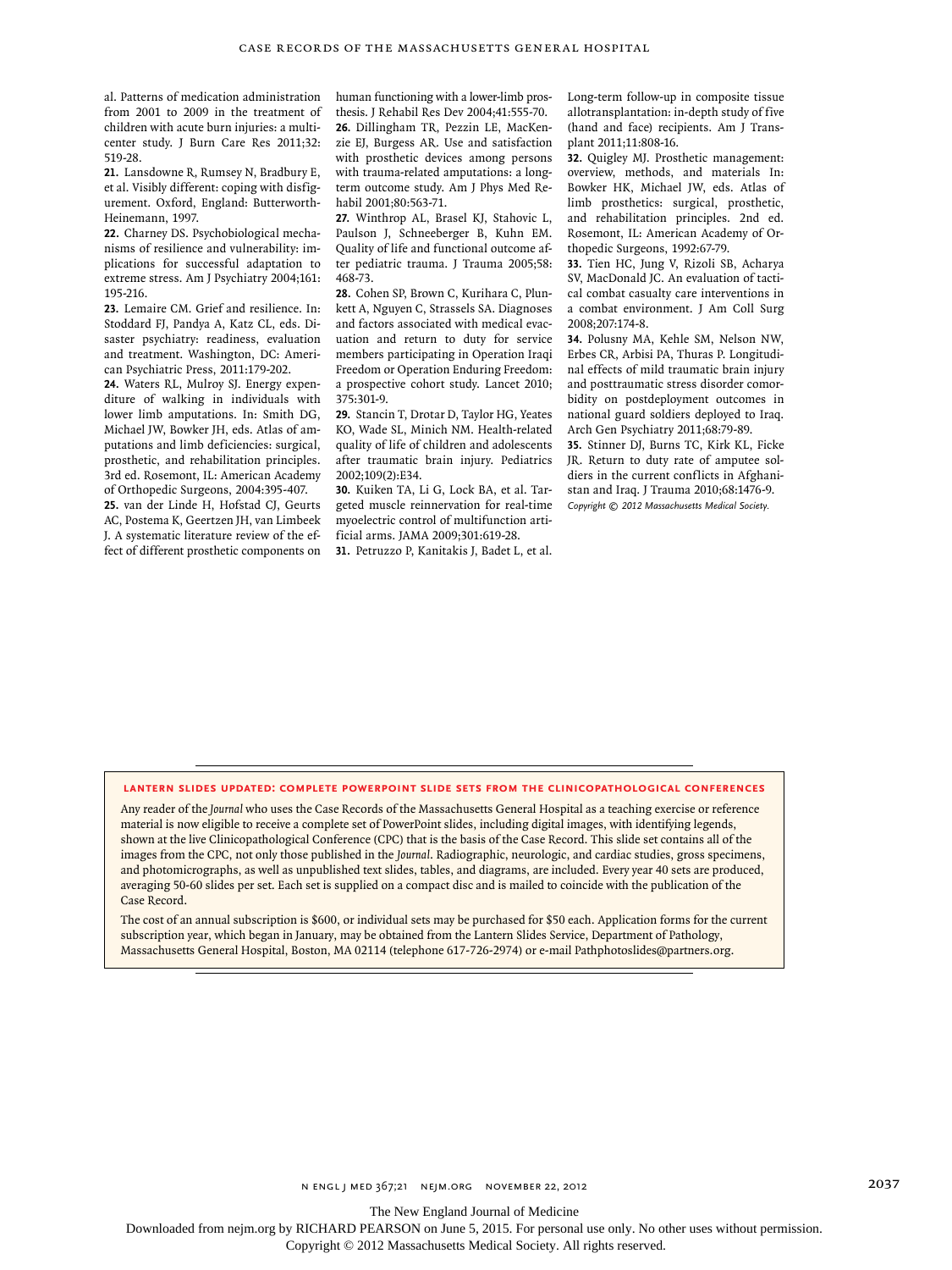al. Patterns of medication administration from 2001 to 2009 in the treatment of children with acute burn injuries: a multicenter study. J Burn Care Res 2011;32:519-28.

**21.** Lansdowne R, Rumsey N, Bradbury E, et al. Visibly different: coping with disfigurement. Oxford, England: Butterworth-Heinemann, 1997.

**22.** Charney DS. Psychobiological mechanisms of resilience and vulnerability: implications for successful adaptation to extreme stress. Am J Psychiatry 2004;161:195-216.

**23.** Lemaire CM. Grief and resilience. In: Stoddard FJ, Pandya A, Katz CL, eds. Disaster psychiatry: readiness, evaluation and treatment. Washington, DC: American Psychiatric Press, 2011:179-202.

**24.** Waters RL, Mulroy SJ. Energy expenditure of walking in individuals with lower limb amputations. In: Smith DG, Michael JW, Bowker JH, eds. Atlas of amputations and limb deficiencies: surgical, prosthetic, and rehabilitation principles. 3rd ed. Rosemont, IL: American Academy of Orthopedic Surgeons, 2004:395-407.

**25.** van der Linde H, Hofstad CJ, Geurts AC, Postema K, Geertzen JH, van Limbeek J. A systematic literature review of the effect of different prosthetic components on human functioning with a lower-limb prosthesis. J Rehabil Res Dev 2004;41:555-70.

**26.** Dillingham TR, Pezzin LE, MacKenzie EJ, Burgess AR. Use and satisfaction with prosthetic devices among persons with trauma-related amputations: a long-term outcome study. Am J Phys Med Rehabil 2001;80:563-71.

**27.** Winthrop AL, Brasel KJ, Stahovic L, Paulson J, Schneeberger B, Kuhn EM. Quality of life and functional outcome after pediatric trauma. J Trauma 2005;58:468-73.

**28.** Cohen SP, Brown C, Kurihara C, Plunkett A, Nguyen C, Strassels SA. Diagnoses and factors associated with medical evacuation and return to duty for service members participating in Operation Iraqi Freedom or Operation Enduring Freedom: a prospective cohort study. Lancet 2010;375:301-9.

**29.** Stancin T, Drotar D, Taylor HG, Yeates KO, Wade SL, Minich NM. Health-related quality of life of children and adolescents after traumatic brain injury. Pediatrics 2002;109(2):E34.

**30.** Kuiken TA, Li G, Lock BA, et al. Targeted muscle reinnervation for real-time myoelectric control of multifunction artificial arms. JAMA 2009;301:619-28.

**31.** Petruzzo P, Kanitakis J, Badet L, et al. Long-term follow-up in composite tissue allotransplantation: in-depth study of five (hand and face) recipients. Am J Transplant 2011;11:808-16.

**32.** Quigley MJ. Prosthetic management: overview, methods, and materials In: Bowker HK, Michael JW, eds. Atlas of limb prosthetics: surgical, prosthetic, and rehabilitation principles. 2nd ed. Rosemont, IL: American Academy of Orthopedic Surgeons, 1992:67-79.

**33.** Tien HC, Jung V, Rizoli SB, Acharya SV, MacDonald JC. An evaluation of tactical combat casualty care interventions in a combat environment. J Am Coll Surg 2008;207:174-8.

**34.** Polusny MA, Kehle SM, Nelson NW, Erbes CR, Arbisi PA, Thuras P. Longitudinal effects of mild traumatic brain injury and posttraumatic stress disorder comorbidity on postdeployment outcomes in national guard soldiers deployed to Iraq. Arch Gen Psychiatry 2011;68:79-89.

**35.** Stinner DJ, Burns TC, Kirk KL, Ficke JR. Return to duty rate of amputee soldiers in the current conflicts in Afghanistan and Iraq. J Trauma 2010;68:1476-9.

*Copyright © 2012 Massachusetts Medical Society.*

---

**LANTERN SLIDES UPDATED: COMPLETE POWERPOINT SLIDE SETS FROM THE CLINICOPATHOLOGICAL CONFERENCES**

Any reader of the *Journal* who uses the Case Records of the Massachusetts General Hospital as a teaching exercise or reference material is now eligible to receive a complete set of PowerPoint slides, including digital images, with identifying legends, shown at the live Clinicopathological Conference (CPC) that is the basis of the Case Record. This slide set contains all of the images from the CPC, not only those published in the *Journal*. Radiographic, neurologic, and cardiac studies, gross specimens, and photomicrographs, as well as unpublished text slides, tables, and diagrams, are included. Every year 40 sets are produced, averaging 50-60 slides per set. Each set is supplied on a compact disc and is mailed to coincide with the publication of the Case Record.

The cost of an annual subscription is $600, or individual sets may be purchased for $50 each. Application forms for the current subscription year, which began in January, may be obtained from the Lantern Slides Service, Department of Pathology, Massachusetts General Hospital, Boston, MA 02114 (telephone 617-726-2974) or e-mail Pathphotoslides@partners.org.